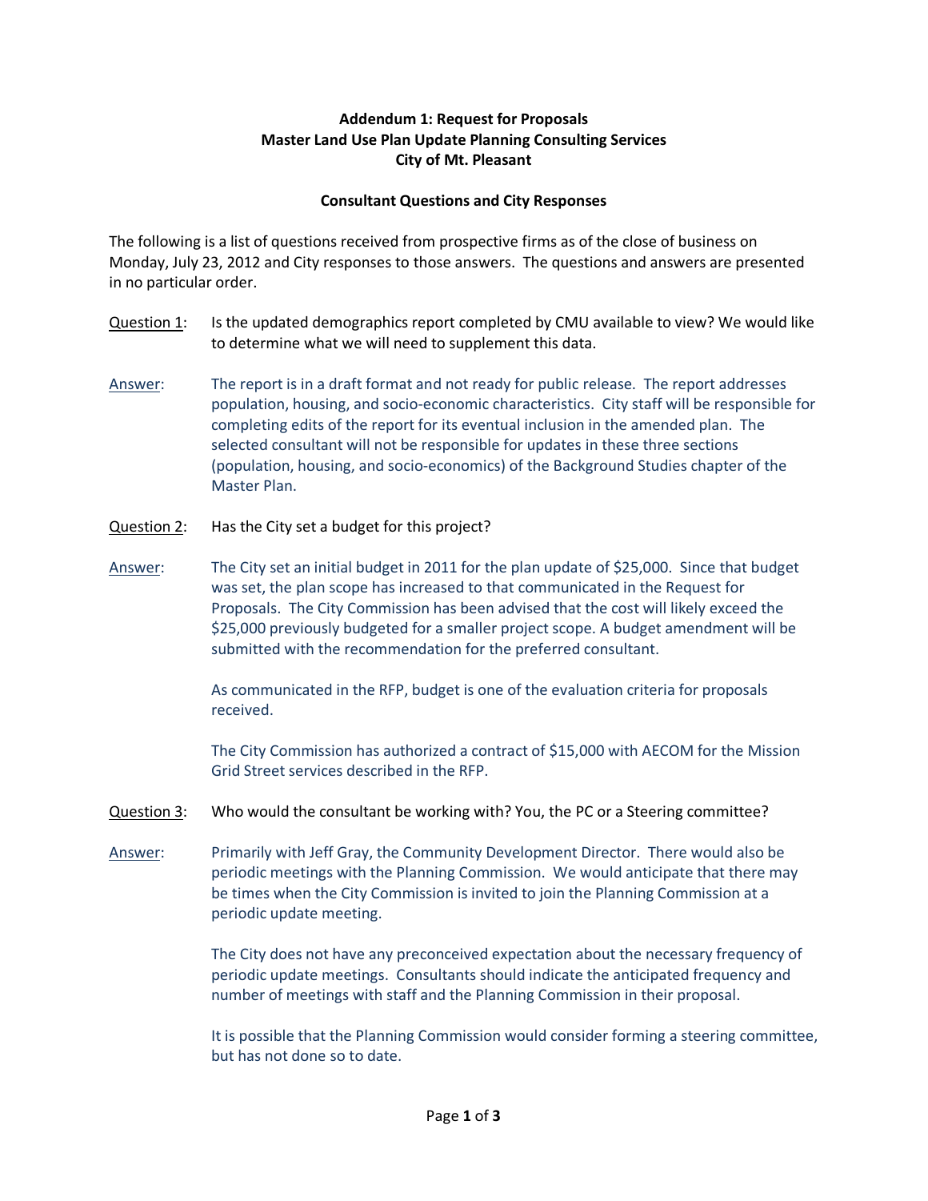**Addendum 1: Request for Proposals**
**Master Land Use Plan Update Planning Consulting Services**
**City of Mt. Pleasant**

**Consultant Questions and City Responses**

The following is a list of questions received from prospective firms as of the close of business on Monday, July 23, 2012 and City responses to those answers. The questions and answers are presented in no particular order.

Question 1: Is the updated demographics report completed by CMU available to view? We would like to determine what we will need to supplement this data.

Answer: The report is in a draft format and not ready for public release. The report addresses population, housing, and socio-economic characteristics. City staff will be responsible for completing edits of the report for its eventual inclusion in the amended plan. The selected consultant will not be responsible for updates in these three sections (population, housing, and socio-economics) of the Background Studies chapter of the Master Plan.

Question 2: Has the City set a budget for this project?

Answer: The City set an initial budget in 2011 for the plan update of $25,000. Since that budget was set, the plan scope has increased to that communicated in the Request for Proposals. The City Commission has been advised that the cost will likely exceed the $25,000 previously budgeted for a smaller project scope. A budget amendment will be submitted with the recommendation for the preferred consultant.

As communicated in the RFP, budget is one of the evaluation criteria for proposals received.

The City Commission has authorized a contract of $15,000 with AECOM for the Mission Grid Street services described in the RFP.

Question 3: Who would the consultant be working with? You, the PC or a Steering committee?

Answer: Primarily with Jeff Gray, the Community Development Director. There would also be periodic meetings with the Planning Commission. We would anticipate that there may be times when the City Commission is invited to join the Planning Commission at a periodic update meeting.

The City does not have any preconceived expectation about the necessary frequency of periodic update meetings. Consultants should indicate the anticipated frequency and number of meetings with staff and the Planning Commission in their proposal.

It is possible that the Planning Commission would consider forming a steering committee, but has not done so to date.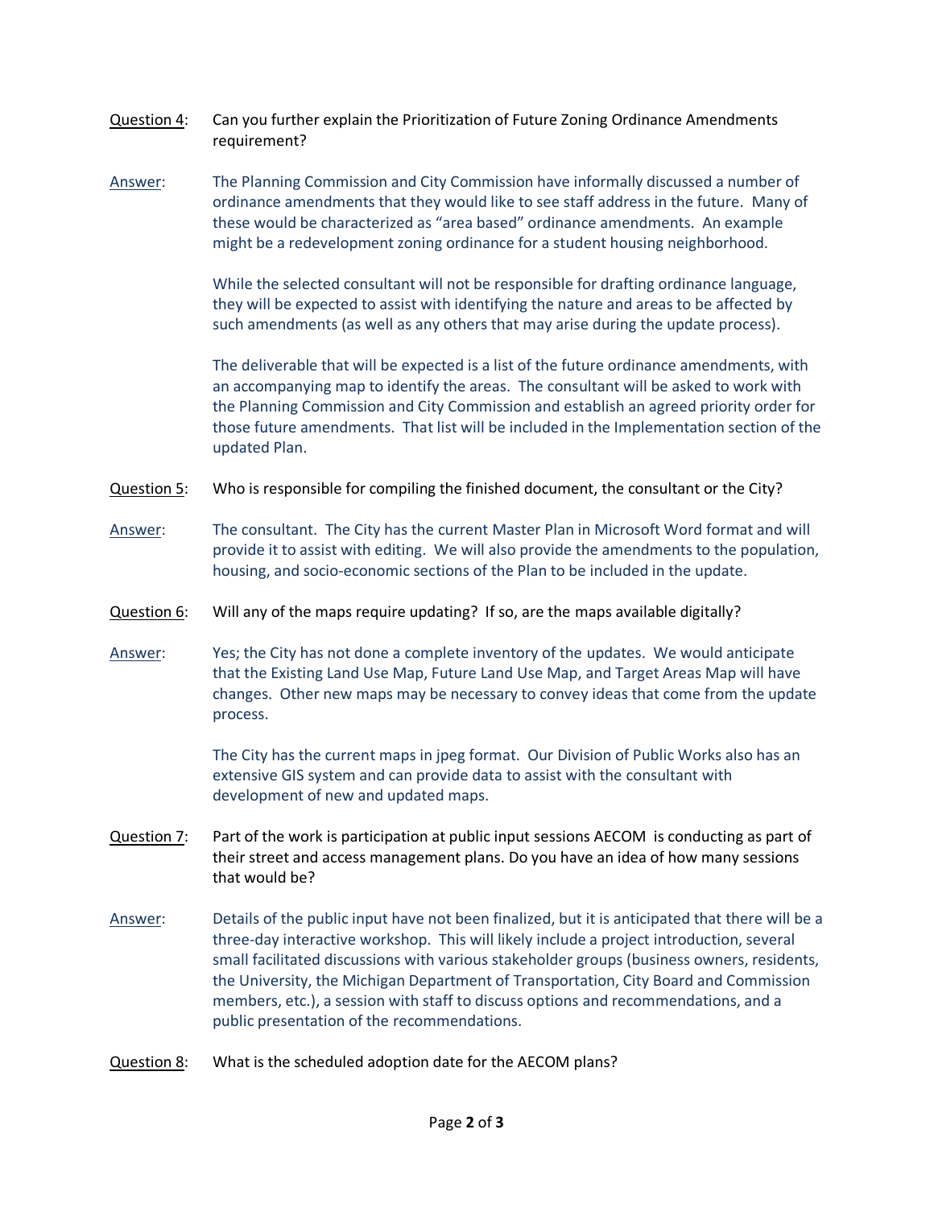Question 4: Can you further explain the Prioritization of Future Zoning Ordinance Amendments requirement?

Answer: The Planning Commission and City Commission have informally discussed a number of ordinance amendments that they would like to see staff address in the future. Many of these would be characterized as "area based" ordinance amendments. An example might be a redevelopment zoning ordinance for a student housing neighborhood.

While the selected consultant will not be responsible for drafting ordinance language, they will be expected to assist with identifying the nature and areas to be affected by such amendments (as well as any others that may arise during the update process).

The deliverable that will be expected is a list of the future ordinance amendments, with an accompanying map to identify the areas. The consultant will be asked to work with the Planning Commission and City Commission and establish an agreed priority order for those future amendments. That list will be included in the Implementation section of the updated Plan.

Question 5: Who is responsible for compiling the finished document, the consultant or the City?

Answer: The consultant. The City has the current Master Plan in Microsoft Word format and will provide it to assist with editing. We will also provide the amendments to the population, housing, and socio-economic sections of the Plan to be included in the update.

Question 6: Will any of the maps require updating? If so, are the maps available digitally?

Answer: Yes; the City has not done a complete inventory of the updates. We would anticipate that the Existing Land Use Map, Future Land Use Map, and Target Areas Map will have changes. Other new maps may be necessary to convey ideas that come from the update process.

The City has the current maps in jpeg format. Our Division of Public Works also has an extensive GIS system and can provide data to assist with the consultant with development of new and updated maps.

Question 7: Part of the work is participation at public input sessions AECOM is conducting as part of their street and access management plans. Do you have an idea of how many sessions that would be?

Answer: Details of the public input have not been finalized, but it is anticipated that there will be a three-day interactive workshop. This will likely include a project introduction, several small facilitated discussions with various stakeholder groups (business owners, residents, the University, the Michigan Department of Transportation, City Board and Commission members, etc.), a session with staff to discuss options and recommendations, and a public presentation of the recommendations.

Question 8: What is the scheduled adoption date for the AECOM plans?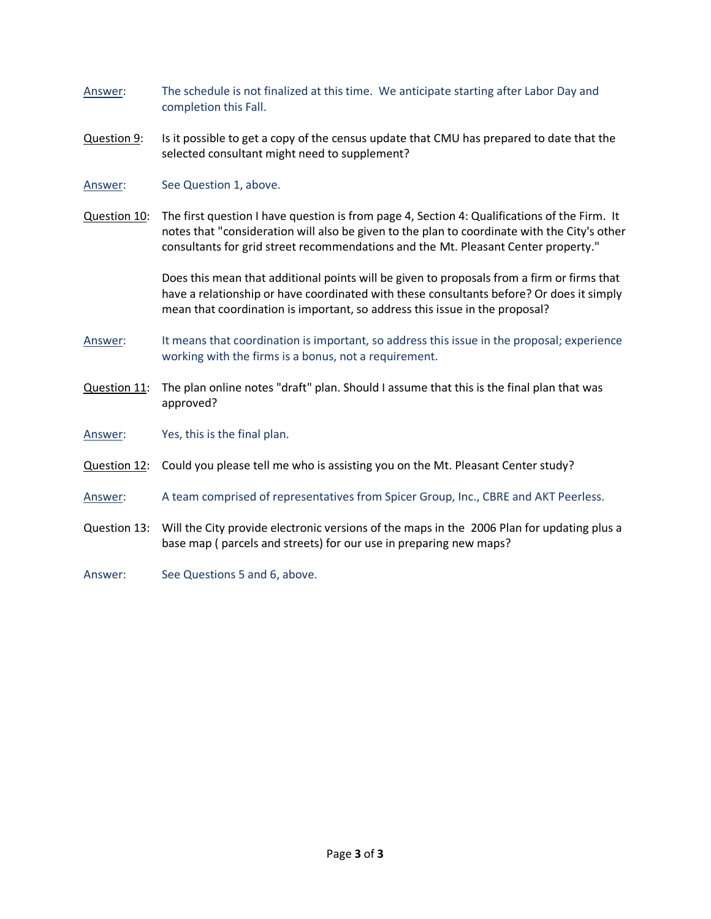Answer: The schedule is not finalized at this time. We anticipate starting after Labor Day and completion this Fall.

Question 9: Is it possible to get a copy of the census update that CMU has prepared to date that the selected consultant might need to supplement?

Answer: See Question 1, above.

Question 10: The first question I have question is from page 4, Section 4: Qualifications of the Firm. It notes that "consideration will also be given to the plan to coordinate with the City's other consultants for grid street recommendations and the Mt. Pleasant Center property."

Does this mean that additional points will be given to proposals from a firm or firms that have a relationship or have coordinated with these consultants before? Or does it simply mean that coordination is important, so address this issue in the proposal?

Answer: It means that coordination is important, so address this issue in the proposal; experience working with the firms is a bonus, not a requirement.

Question 11: The plan online notes "draft" plan. Should I assume that this is the final plan that was approved?

Answer: Yes, this is the final plan.

Question 12: Could you please tell me who is assisting you on the Mt. Pleasant Center study?

Answer: A team comprised of representatives from Spicer Group, Inc., CBRE and AKT Peerless.

Question 13: Will the City provide electronic versions of the maps in the 2006 Plan for updating plus a base map ( parcels and streets) for our use in preparing new maps?

Answer: See Questions 5 and 6, above.